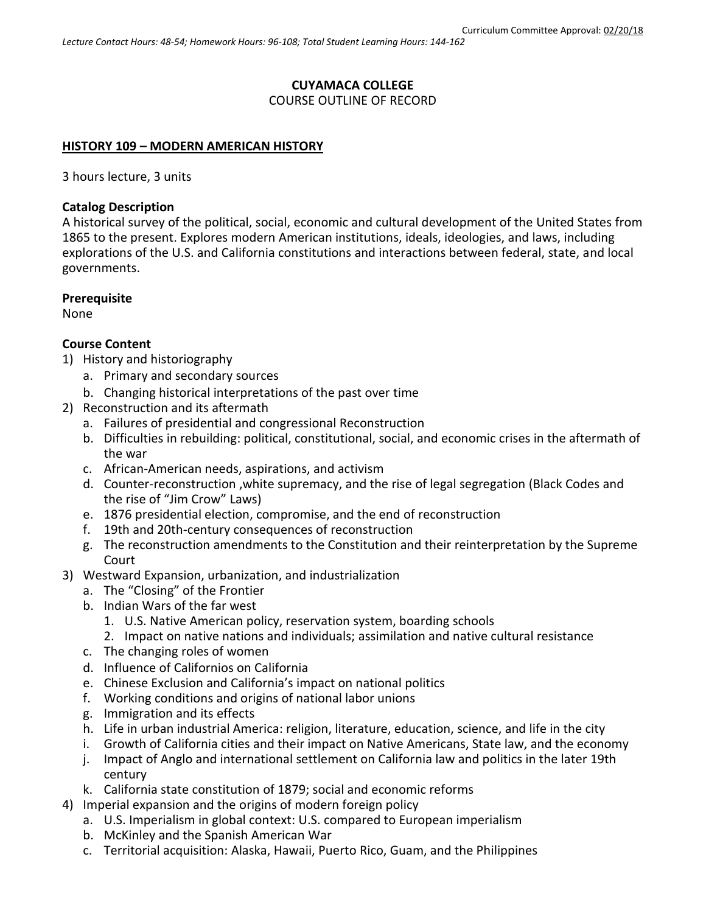Curriculum Committee Approval: 02/20/18

*Lecture Contact Hours: 48-54; Homework Hours: 96-108; Total Student Learning Hours: 144-162*

**CUYAMACA COLLEGE**
COURSE OUTLINE OF RECORD

**HISTORY 109 – MODERN AMERICAN HISTORY**

3 hours lecture, 3 units

**Catalog Description**
A historical survey of the political, social, economic and cultural development of the United States from 1865 to the present. Explores modern American institutions, ideals, ideologies, and laws, including explorations of the U.S. and California constitutions and interactions between federal, state, and local governments.

**Prerequisite**
None

**Course Content**

1) History and historiography
   a. Primary and secondary sources
   b. Changing historical interpretations of the past over time
2) Reconstruction and its aftermath
   a. Failures of presidential and congressional Reconstruction
   b. Difficulties in rebuilding: political, constitutional, social, and economic crises in the aftermath of the war
   c. African-American needs, aspirations, and activism
   d. Counter-reconstruction ,white supremacy, and the rise of legal segregation (Black Codes and the rise of "Jim Crow" Laws)
   e. 1876 presidential election, compromise, and the end of reconstruction
   f. 19th and 20th-century consequences of reconstruction
   g. The reconstruction amendments to the Constitution and their reinterpretation by the Supreme Court
3) Westward Expansion, urbanization, and industrialization
   a. The "Closing" of the Frontier
   b. Indian Wars of the far west
      1. U.S. Native American policy, reservation system, boarding schools
      2. Impact on native nations and individuals; assimilation and native cultural resistance
   c. The changing roles of women
   d. Influence of Californios on California
   e. Chinese Exclusion and California's impact on national politics
   f. Working conditions and origins of national labor unions
   g. Immigration and its effects
   h. Life in urban industrial America: religion, literature, education, science, and life in the city
   i. Growth of California cities and their impact on Native Americans, State law, and the economy
   j. Impact of Anglo and international settlement on California law and politics in the later 19th century
   k. California state constitution of 1879; social and economic reforms
4) Imperial expansion and the origins of modern foreign policy
   a. U.S. Imperialism in global context: U.S. compared to European imperialism
   b. McKinley and the Spanish American War
   c. Territorial acquisition: Alaska, Hawaii, Puerto Rico, Guam, and the Philippines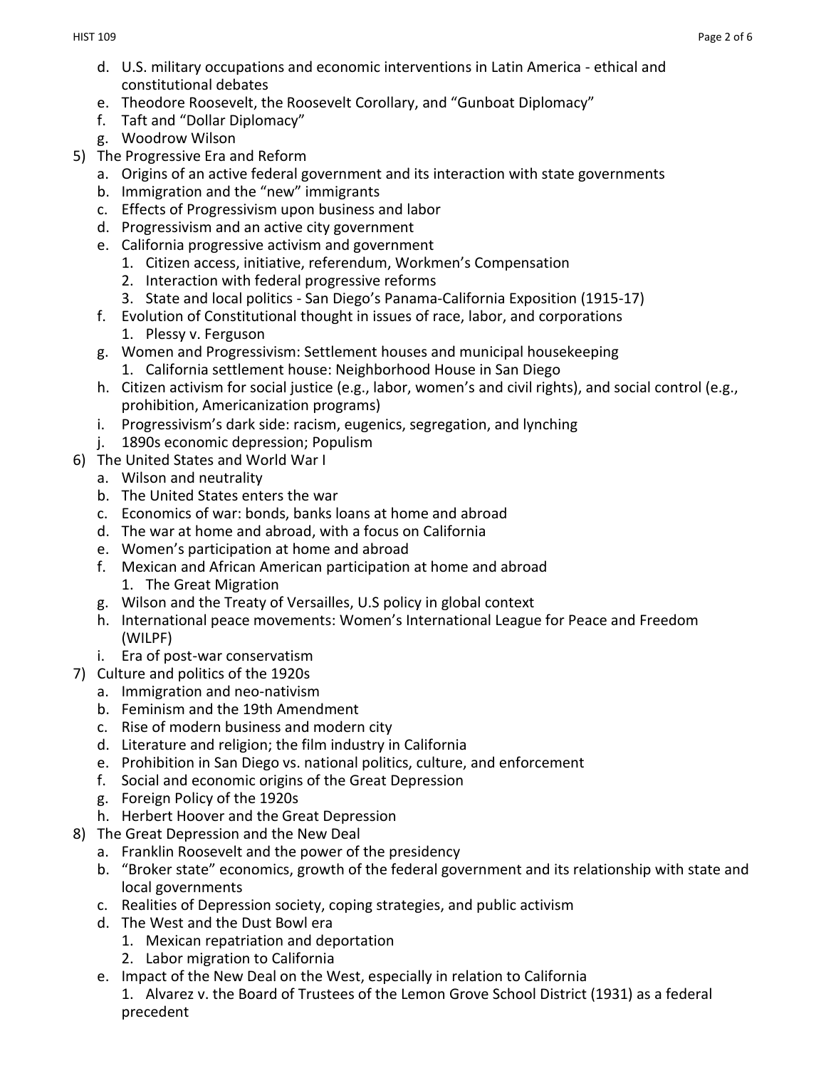d. U.S. military occupations and economic interventions in Latin America - ethical and constitutional debates
   e. Theodore Roosevelt, the Roosevelt Corollary, and "Gunboat Diplomacy"
   f. Taft and "Dollar Diplomacy"
   g. Woodrow Wilson
5) The Progressive Era and Reform
   a. Origins of an active federal government and its interaction with state governments
   b. Immigration and the "new" immigrants
   c. Effects of Progressivism upon business and labor
   d. Progressivism and an active city government
   e. California progressive activism and government
      1. Citizen access, initiative, referendum, Workmen's Compensation
      2. Interaction with federal progressive reforms
      3. State and local politics - San Diego's Panama-California Exposition (1915-17)
   f. Evolution of Constitutional thought in issues of race, labor, and corporations
      1. Plessy v. Ferguson
   g. Women and Progressivism: Settlement houses and municipal housekeeping
      1. California settlement house: Neighborhood House in San Diego
   h. Citizen activism for social justice (e.g., labor, women's and civil rights), and social control (e.g., prohibition, Americanization programs)
   i. Progressivism's dark side: racism, eugenics, segregation, and lynching
   j. 1890s economic depression; Populism
6) The United States and World War I
   a. Wilson and neutrality
   b. The United States enters the war
   c. Economics of war: bonds, banks loans at home and abroad
   d. The war at home and abroad, with a focus on California
   e. Women's participation at home and abroad
   f. Mexican and African American participation at home and abroad
      1. The Great Migration
   g. Wilson and the Treaty of Versailles, U.S policy in global context
   h. International peace movements: Women's International League for Peace and Freedom (WILPF)
   i. Era of post-war conservatism
7) Culture and politics of the 1920s
   a. Immigration and neo-nativism
   b. Feminism and the 19th Amendment
   c. Rise of modern business and modern city
   d. Literature and religion; the film industry in California
   e. Prohibition in San Diego vs. national politics, culture, and enforcement
   f. Social and economic origins of the Great Depression
   g. Foreign Policy of the 1920s
   h. Herbert Hoover and the Great Depression
8) The Great Depression and the New Deal
   a. Franklin Roosevelt and the power of the presidency
   b. "Broker state" economics, growth of the federal government and its relationship with state and local governments
   c. Realities of Depression society, coping strategies, and public activism
   d. The West and the Dust Bowl era
      1. Mexican repatriation and deportation
      2. Labor migration to California
   e. Impact of the New Deal on the West, especially in relation to California
      1. Alvarez v. the Board of Trustees of the Lemon Grove School District (1931) as a federal precedent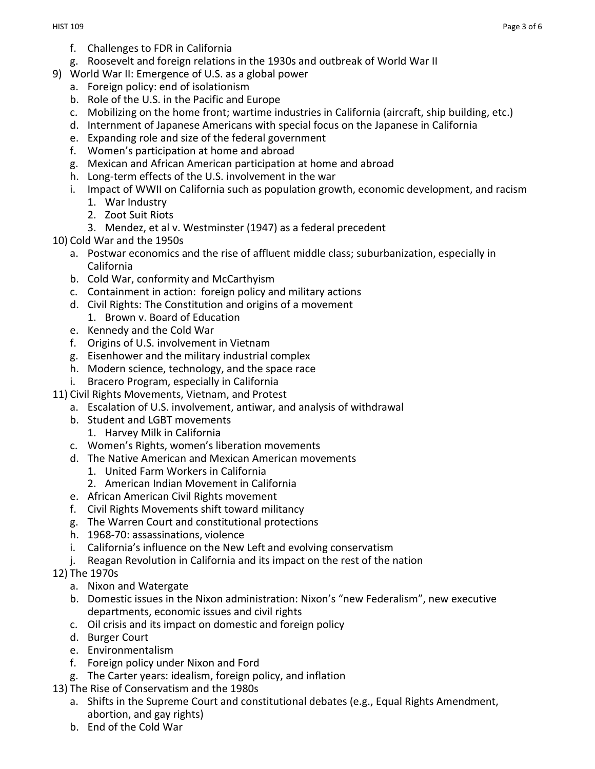f. Challenges to FDR in California
   g. Roosevelt and foreign relations in the 1930s and outbreak of World War II

9) World War II: Emergence of U.S. as a global power
   a. Foreign policy: end of isolationism
   b. Role of the U.S. in the Pacific and Europe
   c. Mobilizing on the home front; wartime industries in California (aircraft, ship building, etc.)
   d. Internment of Japanese Americans with special focus on the Japanese in California
   e. Expanding role and size of the federal government
   f. Women's participation at home and abroad
   g. Mexican and African American participation at home and abroad
   h. Long-term effects of the U.S. involvement in the war
   i. Impact of WWII on California such as population growth, economic development, and racism
      1. War Industry
      2. Zoot Suit Riots
      3. Mendez, et al v. Westminster (1947) as a federal precedent

10) Cold War and the 1950s
   a. Postwar economics and the rise of affluent middle class; suburbanization, especially in California
   b. Cold War, conformity and McCarthyism
   c. Containment in action: foreign policy and military actions
   d. Civil Rights: The Constitution and origins of a movement
      1. Brown v. Board of Education
   e. Kennedy and the Cold War
   f. Origins of U.S. involvement in Vietnam
   g. Eisenhower and the military industrial complex
   h. Modern science, technology, and the space race
   i. Bracero Program, especially in California

11) Civil Rights Movements, Vietnam, and Protest
   a. Escalation of U.S. involvement, antiwar, and analysis of withdrawal
   b. Student and LGBT movements
      1. Harvey Milk in California
   c. Women's Rights, women's liberation movements
   d. The Native American and Mexican American movements
      1. United Farm Workers in California
      2. American Indian Movement in California
   e. African American Civil Rights movement
   f. Civil Rights Movements shift toward militancy
   g. The Warren Court and constitutional protections
   h. 1968-70: assassinations, violence
   i. California's influence on the New Left and evolving conservatism
   j. Reagan Revolution in California and its impact on the rest of the nation

12) The 1970s
   a. Nixon and Watergate
   b. Domestic issues in the Nixon administration: Nixon's "new Federalism", new executive departments, economic issues and civil rights
   c. Oil crisis and its impact on domestic and foreign policy
   d. Burger Court
   e. Environmentalism
   f. Foreign policy under Nixon and Ford
   g. The Carter years: idealism, foreign policy, and inflation

13) The Rise of Conservatism and the 1980s
   a. Shifts in the Supreme Court and constitutional debates (e.g., Equal Rights Amendment, abortion, and gay rights)
   b. End of the Cold War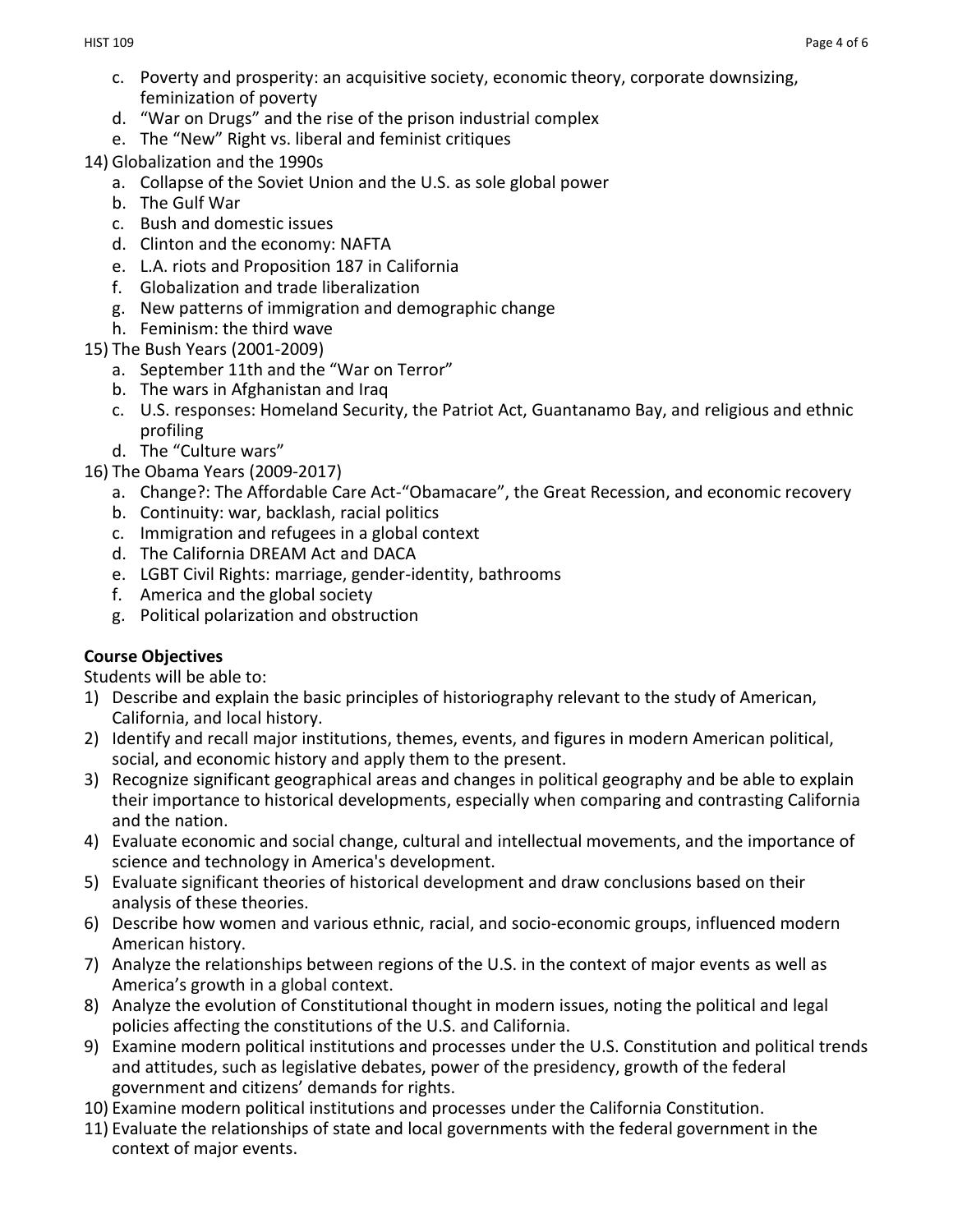c. Poverty and prosperity: an acquisitive society, economic theory, corporate downsizing, feminization of poverty
   d. "War on Drugs" and the rise of the prison industrial complex
   e. The "New" Right vs. liberal and feminist critiques

14) Globalization and the 1990s
   a. Collapse of the Soviet Union and the U.S. as sole global power
   b. The Gulf War
   c. Bush and domestic issues
   d. Clinton and the economy: NAFTA
   e. L.A. riots and Proposition 187 in California
   f. Globalization and trade liberalization
   g. New patterns of immigration and demographic change
   h. Feminism: the third wave

15) The Bush Years (2001-2009)
   a. September 11th and the "War on Terror"
   b. The wars in Afghanistan and Iraq
   c. U.S. responses: Homeland Security, the Patriot Act, Guantanamo Bay, and religious and ethnic profiling
   d. The "Culture wars"

16) The Obama Years (2009-2017)
   a. Change?: The Affordable Care Act-"Obamacare", the Great Recession, and economic recovery
   b. Continuity: war, backlash, racial politics
   c. Immigration and refugees in a global context
   d. The California DREAM Act and DACA
   e. LGBT Civil Rights: marriage, gender-identity, bathrooms
   f. America and the global society
   g. Political polarization and obstruction

**Course Objectives**

Students will be able to:

1) Describe and explain the basic principles of historiography relevant to the study of American, California, and local history.
2) Identify and recall major institutions, themes, events, and figures in modern American political, social, and economic history and apply them to the present.
3) Recognize significant geographical areas and changes in political geography and be able to explain their importance to historical developments, especially when comparing and contrasting California and the nation.
4) Evaluate economic and social change, cultural and intellectual movements, and the importance of science and technology in America's development.
5) Evaluate significant theories of historical development and draw conclusions based on their analysis of these theories.
6) Describe how women and various ethnic, racial, and socio-economic groups, influenced modern American history.
7) Analyze the relationships between regions of the U.S. in the context of major events as well as America's growth in a global context.
8) Analyze the evolution of Constitutional thought in modern issues, noting the political and legal policies affecting the constitutions of the U.S. and California.
9) Examine modern political institutions and processes under the U.S. Constitution and political trends and attitudes, such as legislative debates, power of the presidency, growth of the federal government and citizens' demands for rights.
10) Examine modern political institutions and processes under the California Constitution.
11) Evaluate the relationships of state and local governments with the federal government in the context of major events.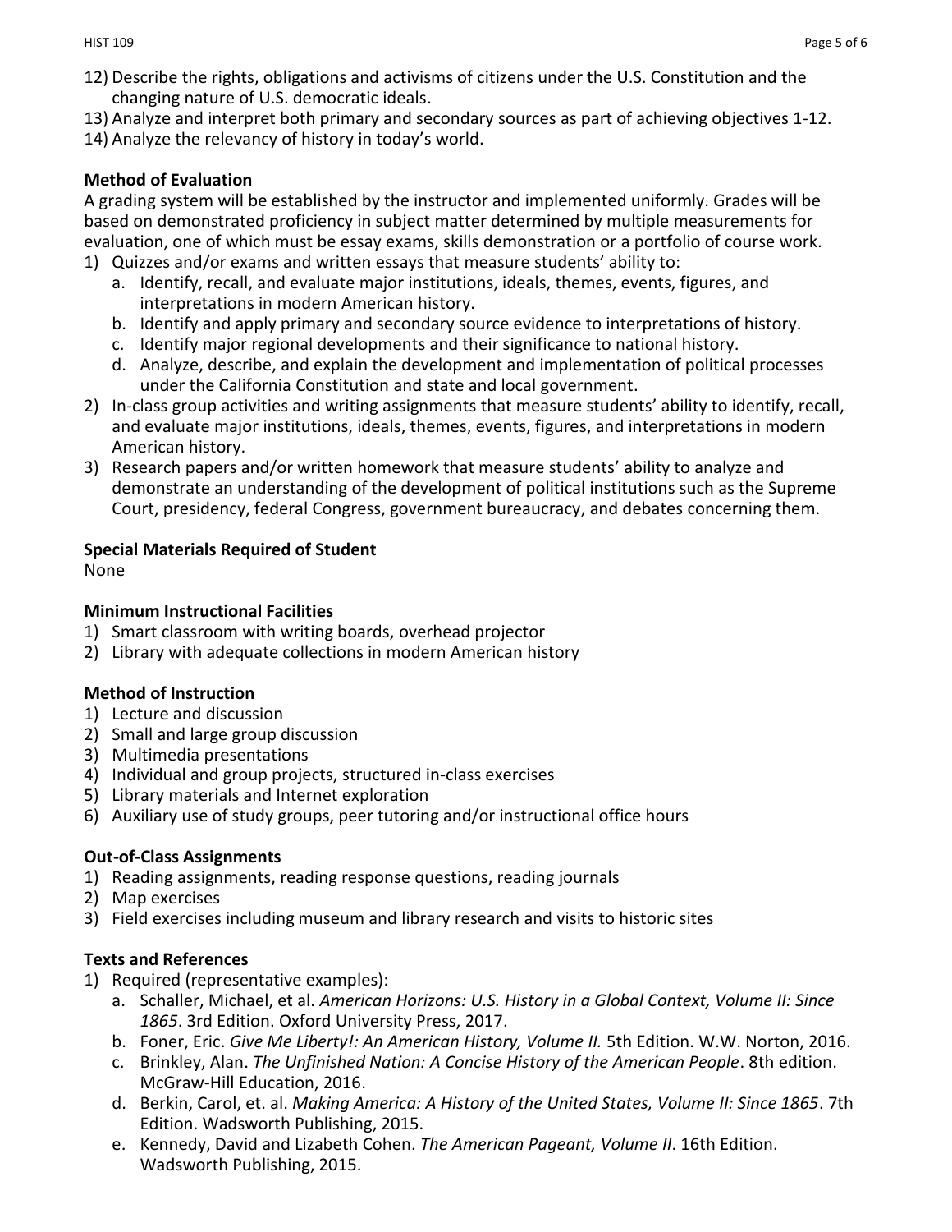12) Describe the rights, obligations and activisms of citizens under the U.S. Constitution and the changing nature of U.S. democratic ideals.
13) Analyze and interpret both primary and secondary sources as part of achieving objectives 1-12.
14) Analyze the relevancy of history in today's world.

**Method of Evaluation**

A grading system will be established by the instructor and implemented uniformly. Grades will be based on demonstrated proficiency in subject matter determined by multiple measurements for evaluation, one of which must be essay exams, skills demonstration or a portfolio of course work.

1) Quizzes and/or exams and written essays that measure students' ability to:
   a. Identify, recall, and evaluate major institutions, ideals, themes, events, figures, and interpretations in modern American history.
   b. Identify and apply primary and secondary source evidence to interpretations of history.
   c. Identify major regional developments and their significance to national history.
   d. Analyze, describe, and explain the development and implementation of political processes under the California Constitution and state and local government.
2) In-class group activities and writing assignments that measure students' ability to identify, recall, and evaluate major institutions, ideals, themes, events, figures, and interpretations in modern American history.
3) Research papers and/or written homework that measure students' ability to analyze and demonstrate an understanding of the development of political institutions such as the Supreme Court, presidency, federal Congress, government bureaucracy, and debates concerning them.

**Special Materials Required of Student**

None

**Minimum Instructional Facilities**

1) Smart classroom with writing boards, overhead projector
2) Library with adequate collections in modern American history

**Method of Instruction**

1) Lecture and discussion
2) Small and large group discussion
3) Multimedia presentations
4) Individual and group projects, structured in-class exercises
5) Library materials and Internet exploration
6) Auxiliary use of study groups, peer tutoring and/or instructional office hours

**Out-of-Class Assignments**

1) Reading assignments, reading response questions, reading journals
2) Map exercises
3) Field exercises including museum and library research and visits to historic sites

**Texts and References**

1) Required (representative examples):
   a. Schaller, Michael, et al. *American Horizons: U.S. History in a Global Context, Volume II: Since 1865*. 3rd Edition. Oxford University Press, 2017.
   b. Foner, Eric. *Give Me Liberty!: An American History, Volume II.* 5th Edition. W.W. Norton, 2016.
   c. Brinkley, Alan. *The Unfinished Nation: A Concise History of the American People*. 8th edition. McGraw-Hill Education, 2016.
   d. Berkin, Carol, et. al. *Making America: A History of the United States, Volume II: Since 1865*. 7th Edition. Wadsworth Publishing, 2015.
   e. Kennedy, David and Lizabeth Cohen. *The American Pageant, Volume II*. 16th Edition. Wadsworth Publishing, 2015.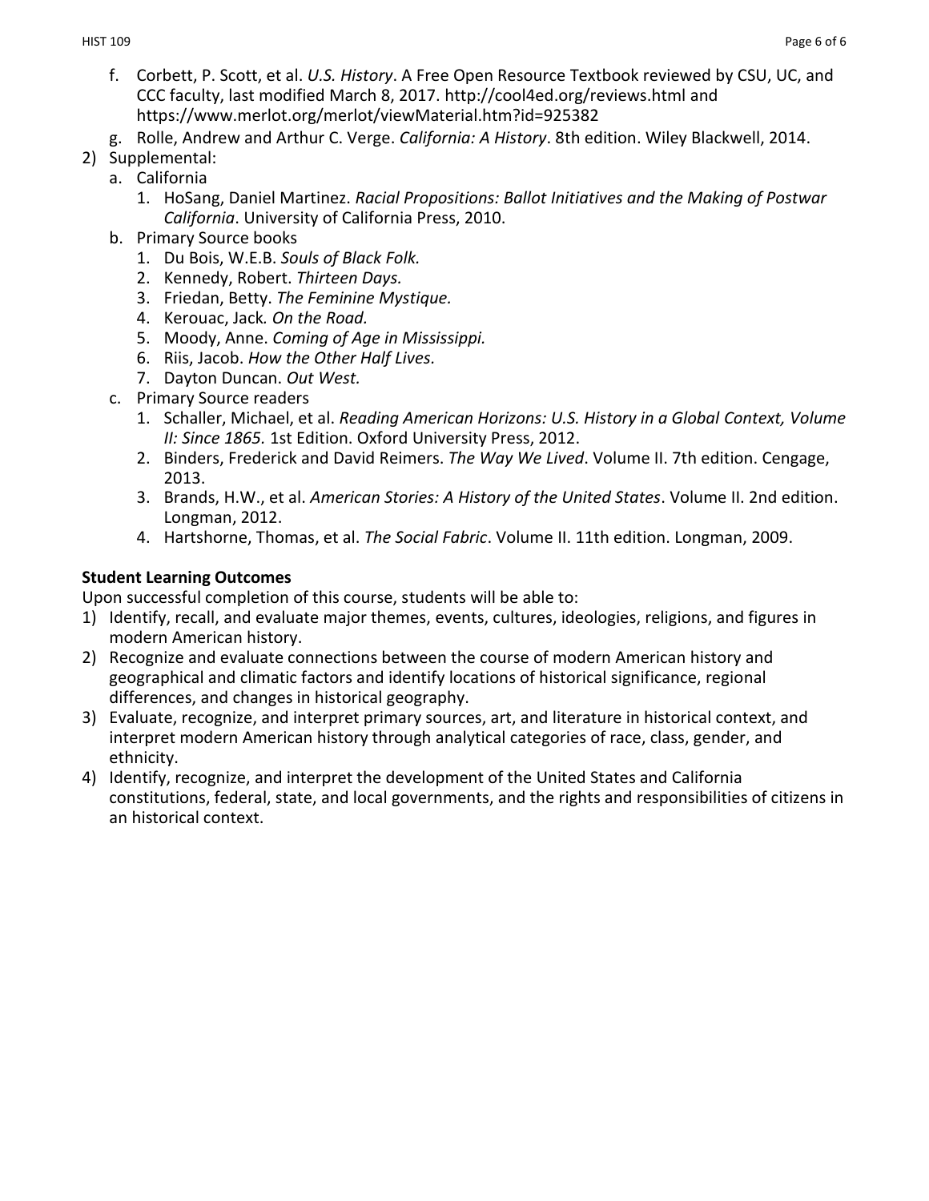f. Corbett, P. Scott, et al. *U.S. History*. A Free Open Resource Textbook reviewed by CSU, UC, and CCC faculty, last modified March 8, 2017. http://cool4ed.org/reviews.html and https://www.merlot.org/merlot/viewMaterial.htm?id=925382

g. Rolle, Andrew and Arthur C. Verge. *California: A History*. 8th edition. Wiley Blackwell, 2014.

2) Supplemental:
   a. California
      1. HoSang, Daniel Martinez. *Racial Propositions: Ballot Initiatives and the Making of Postwar California*. University of California Press, 2010.
   b. Primary Source books
      1. Du Bois, W.E.B. *Souls of Black Folk.*
      2. Kennedy, Robert. *Thirteen Days.*
      3. Friedan, Betty. *The Feminine Mystique.*
      4. Kerouac, Jack. *On the Road.*
      5. Moody, Anne. *Coming of Age in Mississippi.*
      6. Riis, Jacob. *How the Other Half Lives.*
      7. Dayton Duncan. *Out West.*
   c. Primary Source readers
      1. Schaller, Michael, et al. *Reading American Horizons: U.S. History in a Global Context, Volume II: Since 1865.* 1st Edition. Oxford University Press, 2012.
      2. Binders, Frederick and David Reimers. *The Way We Lived*. Volume II. 7th edition. Cengage, 2013.
      3. Brands, H.W., et al. *American Stories: A History of the United States*. Volume II. 2nd edition. Longman, 2012.
      4. Hartshorne, Thomas, et al. *The Social Fabric*. Volume II. 11th edition. Longman, 2009.

**Student Learning Outcomes**

Upon successful completion of this course, students will be able to:

1) Identify, recall, and evaluate major themes, events, cultures, ideologies, religions, and figures in modern American history.
2) Recognize and evaluate connections between the course of modern American history and geographical and climatic factors and identify locations of historical significance, regional differences, and changes in historical geography.
3) Evaluate, recognize, and interpret primary sources, art, and literature in historical context, and interpret modern American history through analytical categories of race, class, gender, and ethnicity.
4) Identify, recognize, and interpret the development of the United States and California constitutions, federal, state, and local governments, and the rights and responsibilities of citizens in an historical context.